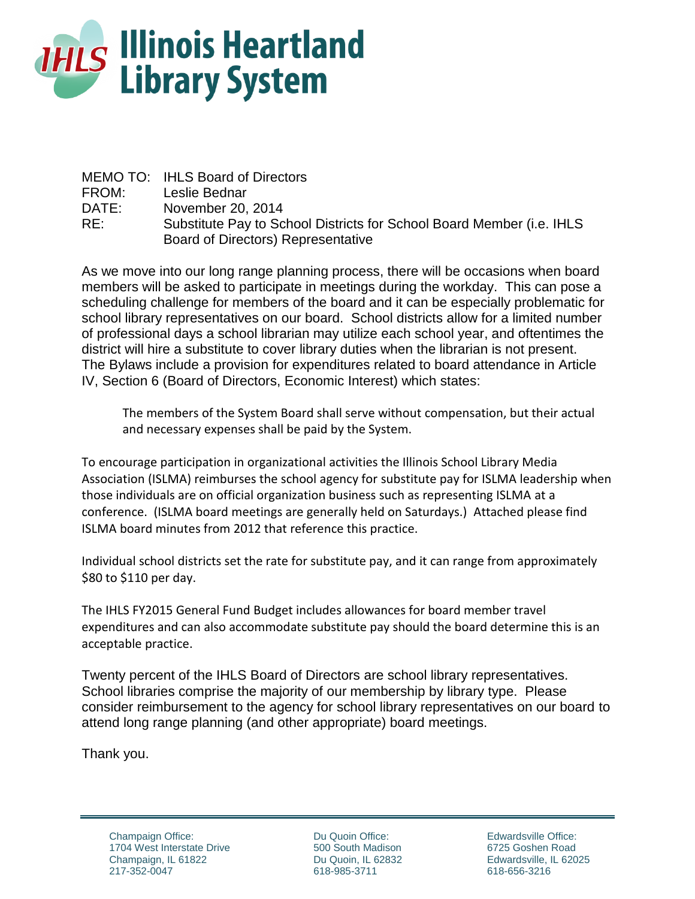# Illinois Heartland Library System

MEMO TO: IHLS Board of Directors
FROM: Leslie Bednar
DATE: November 20, 2014
RE: Substitute Pay to School Districts for School Board Member (i.e. IHLS Board of Directors) Representative

As we move into our long range planning process, there will be occasions when board members will be asked to participate in meetings during the workday. This can pose a scheduling challenge for members of the board and it can be especially problematic for school library representatives on our board. School districts allow for a limited number of professional days a school librarian may utilize each school year, and oftentimes the district will hire a substitute to cover library duties when the librarian is not present. The Bylaws include a provision for expenditures related to board attendance in Article IV, Section 6 (Board of Directors, Economic Interest) which states:

> The members of the System Board shall serve without compensation, but their actual and necessary expenses shall be paid by the System.

To encourage participation in organizational activities the Illinois School Library Media Association (ISLMA) reimburses the school agency for substitute pay for ISLMA leadership when those individuals are on official organization business such as representing ISLMA at a conference. (ISLMA board meetings are generally held on Saturdays.) Attached please find ISLMA board minutes from 2012 that reference this practice.

Individual school districts set the rate for substitute pay, and it can range from approximately $80 to $110 per day.

The IHLS FY2015 General Fund Budget includes allowances for board member travel expenditures and can also accommodate substitute pay should the board determine this is an acceptable practice.

Twenty percent of the IHLS Board of Directors are school library representatives. School libraries comprise the majority of our membership by library type. Please consider reimbursement to the agency for school library representatives on our board to attend long range planning (and other appropriate) board meetings.

Thank you.

Champaign Office:
1704 West Interstate Drive
Champaign, IL 61822
217-352-0047

Du Quoin Office:
500 South Madison
Du Quoin, IL 62832
618-985-3711

Edwardsville Office:
6725 Goshen Road
Edwardsville, IL 62025
618-656-3216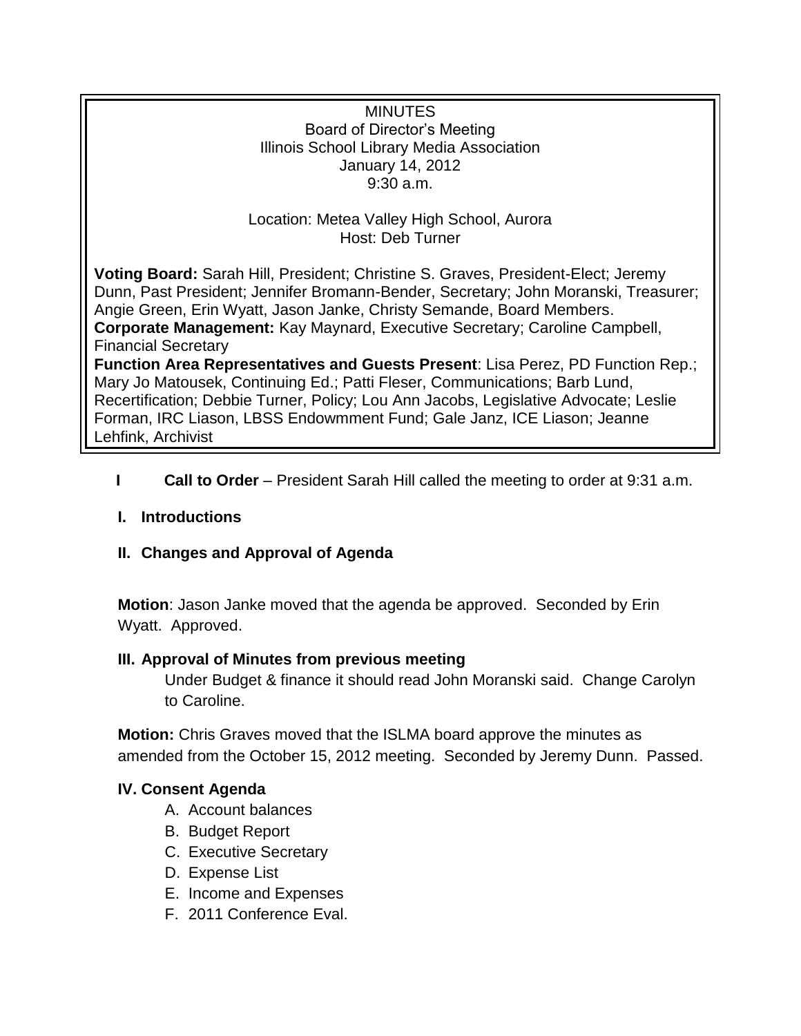MINUTES
Board of Director's Meeting
Illinois School Library Media Association
January 14, 2012
9:30 a.m.

Location: Metea Valley High School, Aurora
Host: Deb Turner

**Voting Board:** Sarah Hill, President; Christine S. Graves, President-Elect; Jeremy Dunn, Past President; Jennifer Bromann-Bender, Secretary; John Moranski, Treasurer; Angie Green, Erin Wyatt, Jason Janke, Christy Semande, Board Members.
**Corporate Management:** Kay Maynard, Executive Secretary; Caroline Campbell, Financial Secretary
**Function Area Representatives and Guests Present**: Lisa Perez, PD Function Rep.; Mary Jo Matousek, Continuing Ed.; Patti Fleser, Communications; Barb Lund, Recertification; Debbie Turner, Policy; Lou Ann Jacobs, Legislative Advocate; Leslie Forman, IRC Liason, LBSS Endowmment Fund; Gale Janz, ICE Liason; Jeanne Lehfink, Archivist

**I Call to Order** – President Sarah Hill called the meeting to order at 9:31 a.m.

**I. Introductions**

**II. Changes and Approval of Agenda**

**Motion**: Jason Janke moved that the agenda be approved. Seconded by Erin Wyatt. Approved.

**III. Approval of Minutes from previous meeting**

Under Budget & finance it should read John Moranski said. Change Carolyn to Caroline.

**Motion:** Chris Graves moved that the ISLMA board approve the minutes as amended from the October 15, 2012 meeting. Seconded by Jeremy Dunn. Passed.

**IV. Consent Agenda**

A. Account balances
B. Budget Report
C. Executive Secretary
D. Expense List
E. Income and Expenses
F. 2011 Conference Eval.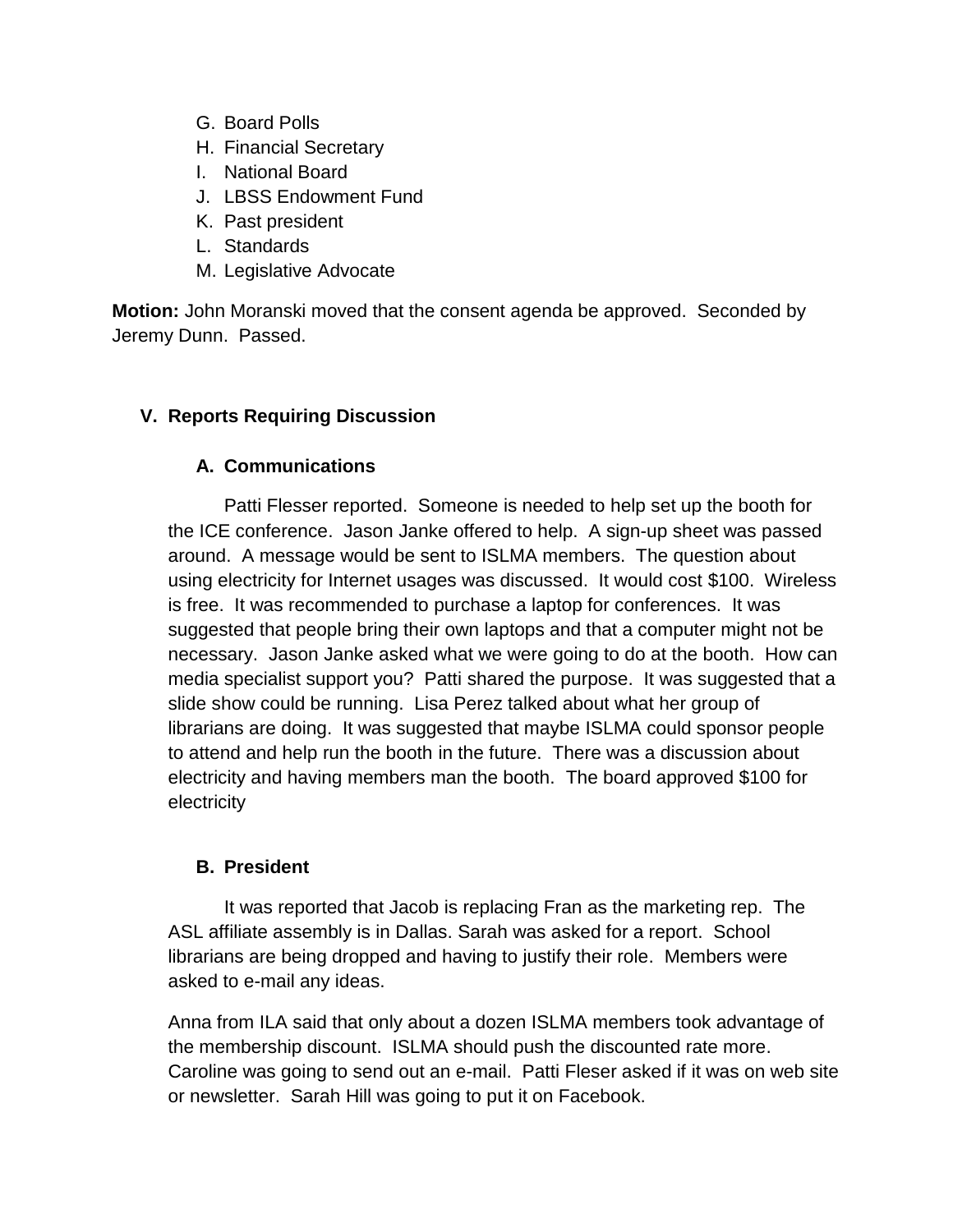G. Board Polls
H. Financial Secretary
I. National Board
J. LBSS Endowment Fund
K. Past president
L. Standards
M. Legislative Advocate

**Motion:** John Moranski moved that the consent agenda be approved. Seconded by Jeremy Dunn. Passed.

## V. Reports Requiring Discussion

### A. Communications

Patti Flesser reported. Someone is needed to help set up the booth for the ICE conference. Jason Janke offered to help. A sign-up sheet was passed around. A message would be sent to ISLMA members. The question about using electricity for Internet usages was discussed. It would cost $100. Wireless is free. It was recommended to purchase a laptop for conferences. It was suggested that people bring their own laptops and that a computer might not be necessary. Jason Janke asked what we were going to do at the booth. How can media specialist support you? Patti shared the purpose. It was suggested that a slide show could be running. Lisa Perez talked about what her group of librarians are doing. It was suggested that maybe ISLMA could sponsor people to attend and help run the booth in the future. There was a discussion about electricity and having members man the booth. The board approved $100 for electricity

### B. President

It was reported that Jacob is replacing Fran as the marketing rep. The ASL affiliate assembly is in Dallas. Sarah was asked for a report. School librarians are being dropped and having to justify their role. Members were asked to e-mail any ideas.

Anna from ILA said that only about a dozen ISLMA members took advantage of the membership discount. ISLMA should push the discounted rate more. Caroline was going to send out an e-mail. Patti Fleser asked if it was on web site or newsletter. Sarah Hill was going to put it on Facebook.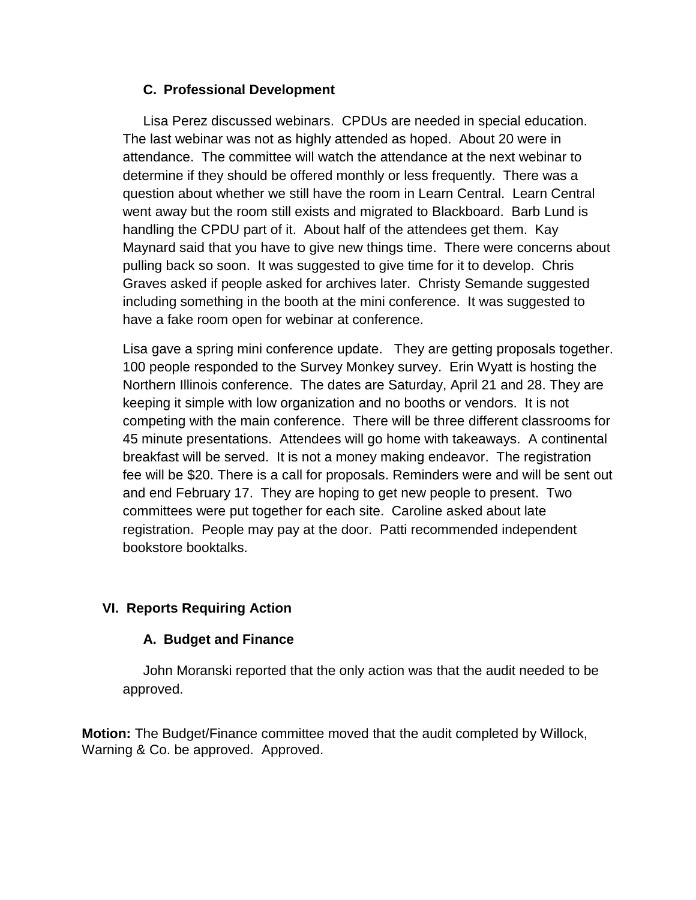### C. Professional Development

Lisa Perez discussed webinars. CPDUs are needed in special education. The last webinar was not as highly attended as hoped. About 20 were in attendance. The committee will watch the attendance at the next webinar to determine if they should be offered monthly or less frequently. There was a question about whether we still have the room in Learn Central. Learn Central went away but the room still exists and migrated to Blackboard. Barb Lund is handling the CPDU part of it. About half of the attendees get them. Kay Maynard said that you have to give new things time. There were concerns about pulling back so soon. It was suggested to give time for it to develop. Chris Graves asked if people asked for archives later. Christy Semande suggested including something in the booth at the mini conference. It was suggested to have a fake room open for webinar at conference.

Lisa gave a spring mini conference update. They are getting proposals together. 100 people responded to the Survey Monkey survey. Erin Wyatt is hosting the Northern Illinois conference. The dates are Saturday, April 21 and 28. They are keeping it simple with low organization and no booths or vendors. It is not competing with the main conference. There will be three different classrooms for 45 minute presentations. Attendees will go home with takeaways. A continental breakfast will be served. It is not a money making endeavor. The registration fee will be $20. There is a call for proposals. Reminders were and will be sent out and end February 17. They are hoping to get new people to present. Two committees were put together for each site. Caroline asked about late registration. People may pay at the door. Patti recommended independent bookstore booktalks.

## VI. Reports Requiring Action

### A. Budget and Finance

John Moranski reported that the only action was that the audit needed to be approved.

**Motion:** The Budget/Finance committee moved that the audit completed by Willock, Warning & Co. be approved. Approved.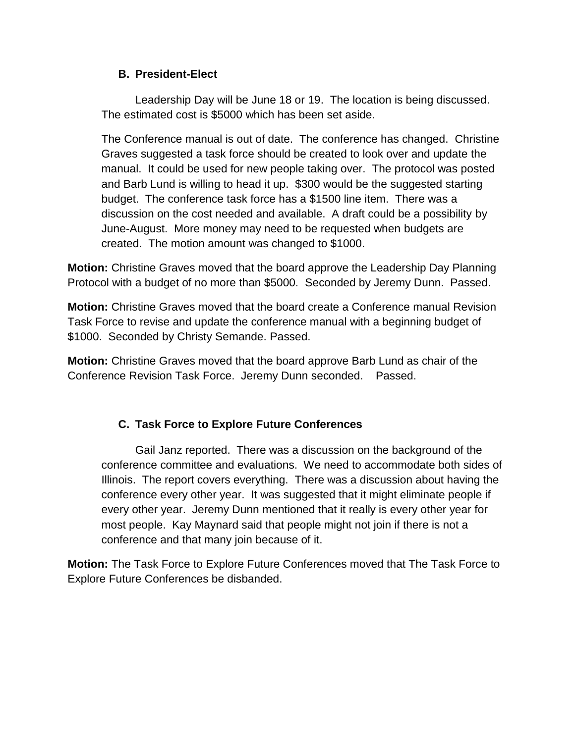### B. President-Elect

Leadership Day will be June 18 or 19. The location is being discussed. The estimated cost is $5000 which has been set aside.

The Conference manual is out of date. The conference has changed. Christine Graves suggested a task force should be created to look over and update the manual. It could be used for new people taking over. The protocol was posted and Barb Lund is willing to head it up. $300 would be the suggested starting budget. The conference task force has a $1500 line item. There was a discussion on the cost needed and available. A draft could be a possibility by June-August. More money may need to be requested when budgets are created. The motion amount was changed to $1000.

**Motion:** Christine Graves moved that the board approve the Leadership Day Planning Protocol with a budget of no more than $5000. Seconded by Jeremy Dunn. Passed.

**Motion:** Christine Graves moved that the board create a Conference manual Revision Task Force to revise and update the conference manual with a beginning budget of $1000. Seconded by Christy Semande. Passed.

**Motion:** Christine Graves moved that the board approve Barb Lund as chair of the Conference Revision Task Force. Jeremy Dunn seconded. Passed.

### C. Task Force to Explore Future Conferences

Gail Janz reported. There was a discussion on the background of the conference committee and evaluations. We need to accommodate both sides of Illinois. The report covers everything. There was a discussion about having the conference every other year. It was suggested that it might eliminate people if every other year. Jeremy Dunn mentioned that it really is every other year for most people. Kay Maynard said that people might not join if there is not a conference and that many join because of it.

**Motion:** The Task Force to Explore Future Conferences moved that The Task Force to Explore Future Conferences be disbanded.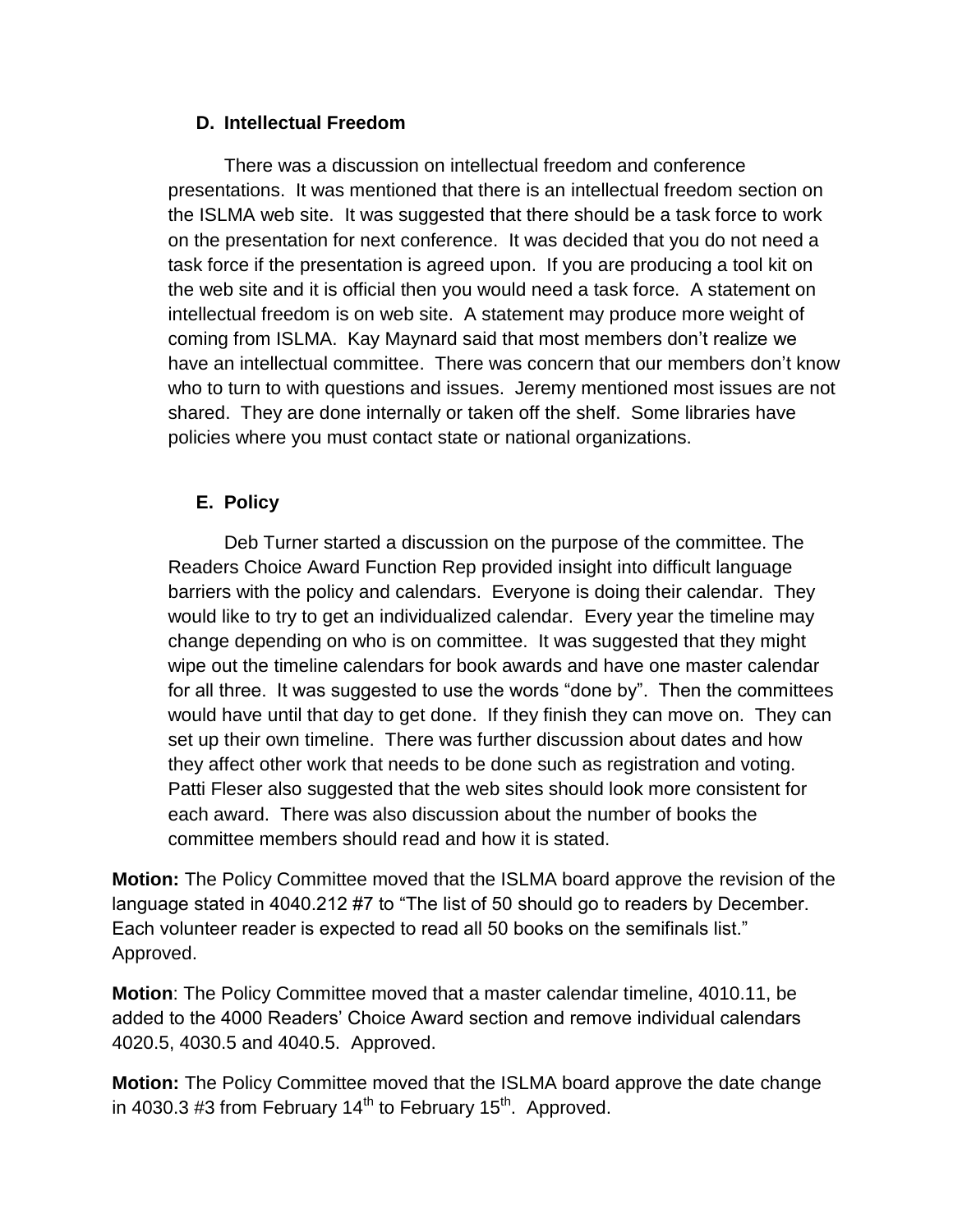### D. Intellectual Freedom

There was a discussion on intellectual freedom and conference presentations. It was mentioned that there is an intellectual freedom section on the ISLMA web site. It was suggested that there should be a task force to work on the presentation for next conference. It was decided that you do not need a task force if the presentation is agreed upon. If you are producing a tool kit on the web site and it is official then you would need a task force. A statement on intellectual freedom is on web site. A statement may produce more weight of coming from ISLMA. Kay Maynard said that most members don't realize we have an intellectual committee. There was concern that our members don't know who to turn to with questions and issues. Jeremy mentioned most issues are not shared. They are done internally or taken off the shelf. Some libraries have policies where you must contact state or national organizations.

### E. Policy

Deb Turner started a discussion on the purpose of the committee. The Readers Choice Award Function Rep provided insight into difficult language barriers with the policy and calendars. Everyone is doing their calendar. They would like to try to get an individualized calendar. Every year the timeline may change depending on who is on committee. It was suggested that they might wipe out the timeline calendars for book awards and have one master calendar for all three. It was suggested to use the words "done by". Then the committees would have until that day to get done. If they finish they can move on. They can set up their own timeline. There was further discussion about dates and how they affect other work that needs to be done such as registration and voting. Patti Fleser also suggested that the web sites should look more consistent for each award. There was also discussion about the number of books the committee members should read and how it is stated.

**Motion:** The Policy Committee moved that the ISLMA board approve the revision of the language stated in 4040.212 #7 to "The list of 50 should go to readers by December. Each volunteer reader is expected to read all 50 books on the semifinals list." Approved.

**Motion**: The Policy Committee moved that a master calendar timeline, 4010.11, be added to the 4000 Readers' Choice Award section and remove individual calendars 4020.5, 4030.5 and 4040.5. Approved.

**Motion:** The Policy Committee moved that the ISLMA board approve the date change in 4030.3 #3 from February 14th to February 15th. Approved.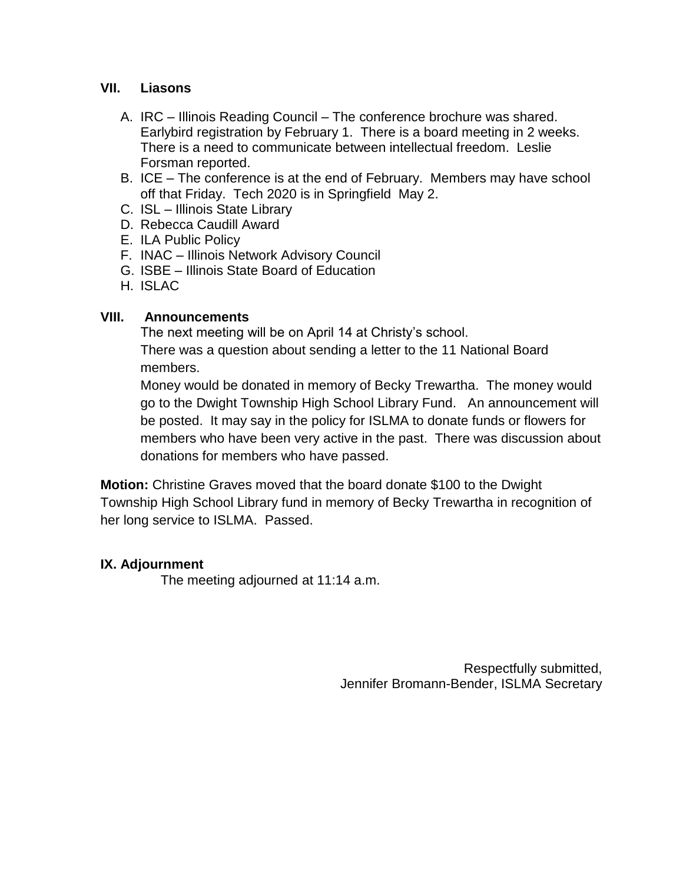## VII. Liasons

A. IRC – Illinois Reading Council – The conference brochure was shared. Earlybird registration by February 1. There is a board meeting in 2 weeks. There is a need to communicate between intellectual freedom. Leslie Forsman reported.
B. ICE – The conference is at the end of February. Members may have school off that Friday. Tech 2020 is in Springfield May 2.
C. ISL – Illinois State Library
D. Rebecca Caudill Award
E. ILA Public Policy
F. INAC – Illinois Network Advisory Council
G. ISBE – Illinois State Board of Education
H. ISLAC

## VIII. Announcements

The next meeting will be on April 14 at Christy's school.

There was a question about sending a letter to the 11 National Board members.

Money would be donated in memory of Becky Trewartha. The money would go to the Dwight Township High School Library Fund. An announcement will be posted. It may say in the policy for ISLMA to donate funds or flowers for members who have been very active in the past. There was discussion about donations for members who have passed.

**Motion:** Christine Graves moved that the board donate $100 to the Dwight Township High School Library fund in memory of Becky Trewartha in recognition of her long service to ISLMA. Passed.

## IX. Adjournment

The meeting adjourned at 11:14 a.m.

Respectfully submitted,
Jennifer Bromann-Bender, ISLMA Secretary